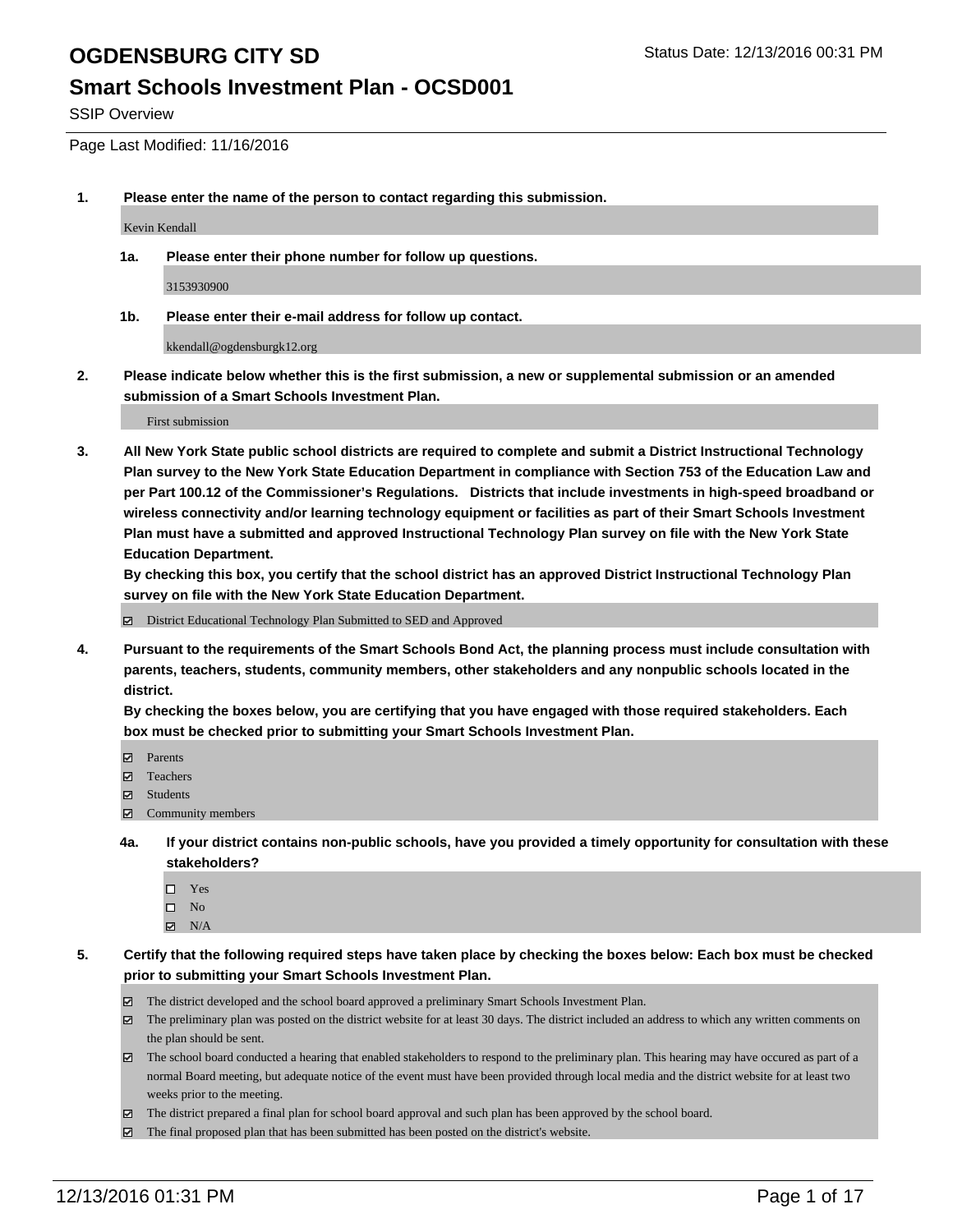# OGDENSBURG CITY SD

Status Date: 12/13/2016 00:31 PM

## Smart Schools Investment Plan - OCSD001

SSIP Overview

Page Last Modified: 11/16/2016

**1. Please enter the name of the person to contact regarding this submission.**

Kevin Kendall

**1a. Please enter their phone number for follow up questions.**

3153930900

**1b. Please enter their e-mail address for follow up contact.**

kkendall@ogdensburgk12.org

**2. Please indicate below whether this is the first submission, a new or supplemental submission or an amended submission of a Smart Schools Investment Plan.**

First submission

**3. All New York State public school districts are required to complete and submit a District Instructional Technology Plan survey to the New York State Education Department in compliance with Section 753 of the Education Law and per Part 100.12 of the Commissioner's Regulations. Districts that include investments in high-speed broadband or wireless connectivity and/or learning technology equipment or facilities as part of their Smart Schools Investment Plan must have a submitted and approved Instructional Technology Plan survey on file with the New York State Education Department.**
**By checking this box, you certify that the school district has an approved District Instructional Technology Plan survey on file with the New York State Education Department.**

☑ District Educational Technology Plan Submitted to SED and Approved

**4. Pursuant to the requirements of the Smart Schools Bond Act, the planning process must include consultation with parents, teachers, students, community members, other stakeholders and any nonpublic schools located in the district.**
**By checking the boxes below, you are certifying that you have engaged with those required stakeholders. Each box must be checked prior to submitting your Smart Schools Investment Plan.**

☑ Parents
☑ Teachers
☑ Students
☑ Community members

**4a. If your district contains non-public schools, have you provided a timely opportunity for consultation with these stakeholders?**

☐ Yes
☐ No
☑ N/A

**5. Certify that the following required steps have taken place by checking the boxes below: Each box must be checked prior to submitting your Smart Schools Investment Plan.**

☑ The district developed and the school board approved a preliminary Smart Schools Investment Plan.
☑ The preliminary plan was posted on the district website for at least 30 days. The district included an address to which any written comments on the plan should be sent.
☑ The school board conducted a hearing that enabled stakeholders to respond to the preliminary plan. This hearing may have occured as part of a normal Board meeting, but adequate notice of the event must have been provided through local media and the district website for at least two weeks prior to the meeting.
☑ The district prepared a final plan for school board approval and such plan has been approved by the school board.
☑ The final proposed plan that has been submitted has been posted on the district's website.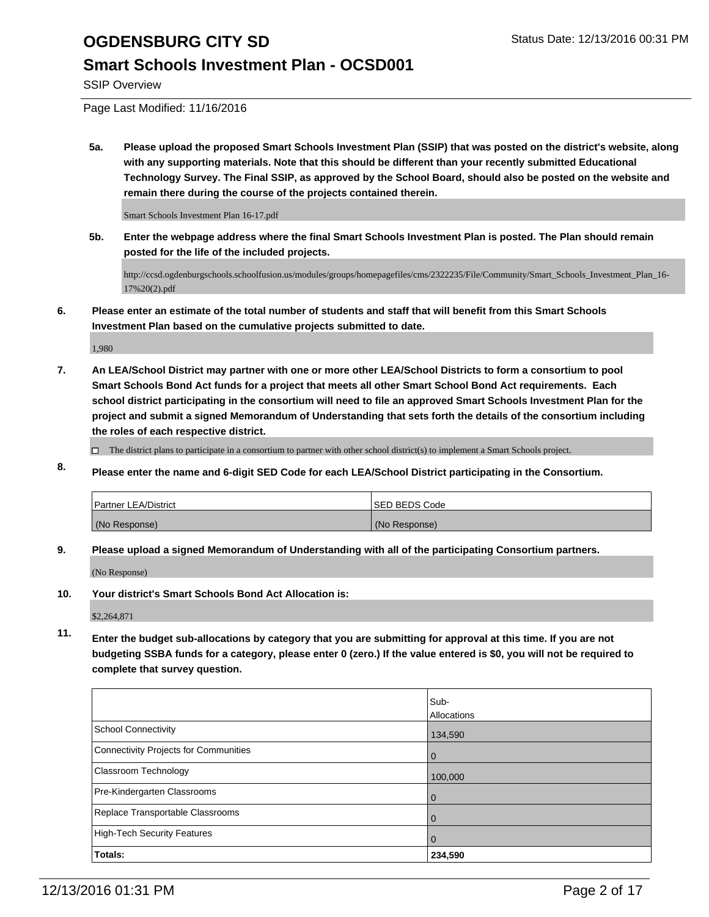# OGDENSBURG CITY SD

Status Date: 12/13/2016 00:31 PM

## Smart Schools Investment Plan - OCSD001

SSIP Overview

Page Last Modified: 11/16/2016

**5a. Please upload the proposed Smart Schools Investment Plan (SSIP) that was posted on the district's website, along with any supporting materials. Note that this should be different than your recently submitted Educational Technology Survey. The Final SSIP, as approved by the School Board, should also be posted on the website and remain there during the course of the projects contained therein.**

Smart Schools Investment Plan 16-17.pdf

**5b. Enter the webpage address where the final Smart Schools Investment Plan is posted. The Plan should remain posted for the life of the included projects.**

http://ccsd.ogdenburgschools.schoolfusion.us/modules/groups/homepagefiles/cms/2322235/File/Community/Smart_Schools_Investment_Plan_16-17%20(2).pdf

**6. Please enter an estimate of the total number of students and staff that will benefit from this Smart Schools Investment Plan based on the cumulative projects submitted to date.**

1,980

**7. An LEA/School District may partner with one or more other LEA/School Districts to form a consortium to pool Smart Schools Bond Act funds for a project that meets all other Smart School Bond Act requirements. Each school district participating in the consortium will need to file an approved Smart Schools Investment Plan for the project and submit a signed Memorandum of Understanding that sets forth the details of the consortium including the roles of each respective district.**

☐ The district plans to participate in a consortium to partner with other school district(s) to implement a Smart Schools project.

**8. Please enter the name and 6-digit SED Code for each LEA/School District participating in the Consortium.**

| Partner LEA/District | SED BEDS Code |
|---|---|
| (No Response) | (No Response) |

**9. Please upload a signed Memorandum of Understanding with all of the participating Consortium partners.**

(No Response)

**10. Your district's Smart Schools Bond Act Allocation is:**

$2,264,871

**11. Enter the budget sub-allocations by category that you are submitting for approval at this time. If you are not budgeting SSBA funds for a category, please enter 0 (zero.) If the value entered is $0, you will not be required to complete that survey question.**

| | Sub-Allocations |
|---|---|
| School Connectivity | 134,590 |
| Connectivity Projects for Communities | 0 |
| Classroom Technology | 100,000 |
| Pre-Kindergarten Classrooms | 0 |
| Replace Transportable Classrooms | 0 |
| High-Tech Security Features | 0 |
| **Totals:** | **234,590** |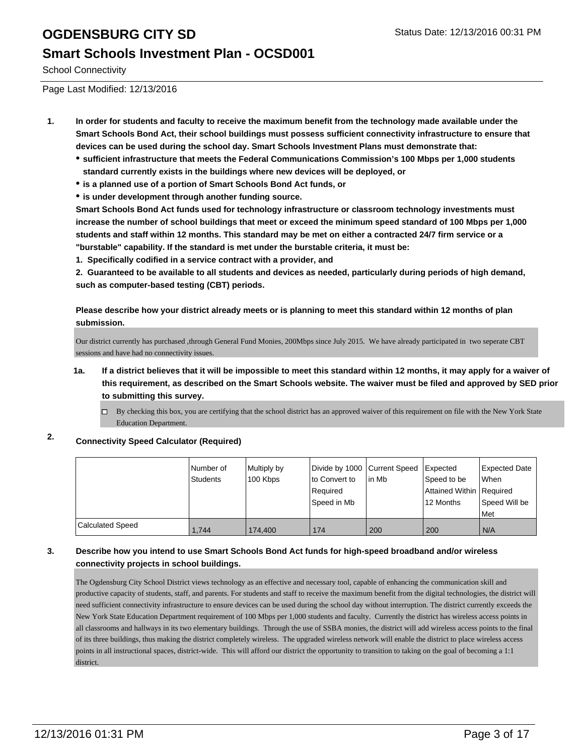# OGDENSBURG CITY SD

Status Date: 12/13/2016 00:31 PM

## Smart Schools Investment Plan - OCSD001

School Connectivity

Page Last Modified: 12/13/2016

**1. In order for students and faculty to receive the maximum benefit from the technology made available under the Smart Schools Bond Act, their school buildings must possess sufficient connectivity infrastructure to ensure that devices can be used during the school day. Smart Schools Investment Plans must demonstrate that:**

- **sufficient infrastructure that meets the Federal Communications Commission's 100 Mbps per 1,000 students standard currently exists in the buildings where new devices will be deployed, or**
- **is a planned use of a portion of Smart Schools Bond Act funds, or**
- **is under development through another funding source.**

**Smart Schools Bond Act funds used for technology infrastructure or classroom technology investments must increase the number of school buildings that meet or exceed the minimum speed standard of 100 Mbps per 1,000 students and staff within 12 months. This standard may be met on either a contracted 24/7 firm service or a "burstable" capability. If the standard is met under the burstable criteria, it must be:**

**1. Specifically codified in a service contract with a provider, and**

**2. Guaranteed to be available to all students and devices as needed, particularly during periods of high demand, such as computer-based testing (CBT) periods.**

**Please describe how your district already meets or is planning to meet this standard within 12 months of plan submission.**

Our district currently has purchased ,through General Fund Monies, 200Mbps since July 2015. We have already participated in two seperate CBT sessions and have had no connectivity issues.

**1a. If a district believes that it will be impossible to meet this standard within 12 months, it may apply for a waiver of this requirement, as described on the Smart Schools website. The waiver must be filed and approved by SED prior to submitting this survey.**

☐ By checking this box, you are certifying that the school district has an approved waiver of this requirement on file with the New York State Education Department.

**2. Connectivity Speed Calculator (Required)**

| | Number of Students | Multiply by 100 Kbps | Divide by 1000 to Convert to Required Speed in Mb | Current Speed in Mb | Expected Speed to be Attained Within 12 Months | Expected Date When Required Speed Will be Met |
|---|---|---|---|---|---|---|
| Calculated Speed | 1,744 | 174,400 | 174 | 200 | 200 | N/A |

**3. Describe how you intend to use Smart Schools Bond Act funds for high-speed broadband and/or wireless connectivity projects in school buildings.**

The Ogdensburg City School District views technology as an effective and necessary tool, capable of enhancing the communication skill and productive capacity of students, staff, and parents. For students and staff to receive the maximum benefit from the digital technologies, the district will need sufficient connectivity infrastructure to ensure devices can be used during the school day without interruption. The district currently exceeds the New York State Education Department requirement of 100 Mbps per 1,000 students and faculty. Currently the district has wireless access points in all classrooms and hallways in its two elementary buildings. Through the use of SSBA monies, the district will add wireless access points to the final of its three buildings, thus making the district completely wireless. The upgraded wireless network will enable the district to place wireless access points in all instructional spaces, district-wide. This will afford our district the opportunity to transition to taking on the goal of becoming a 1:1 district.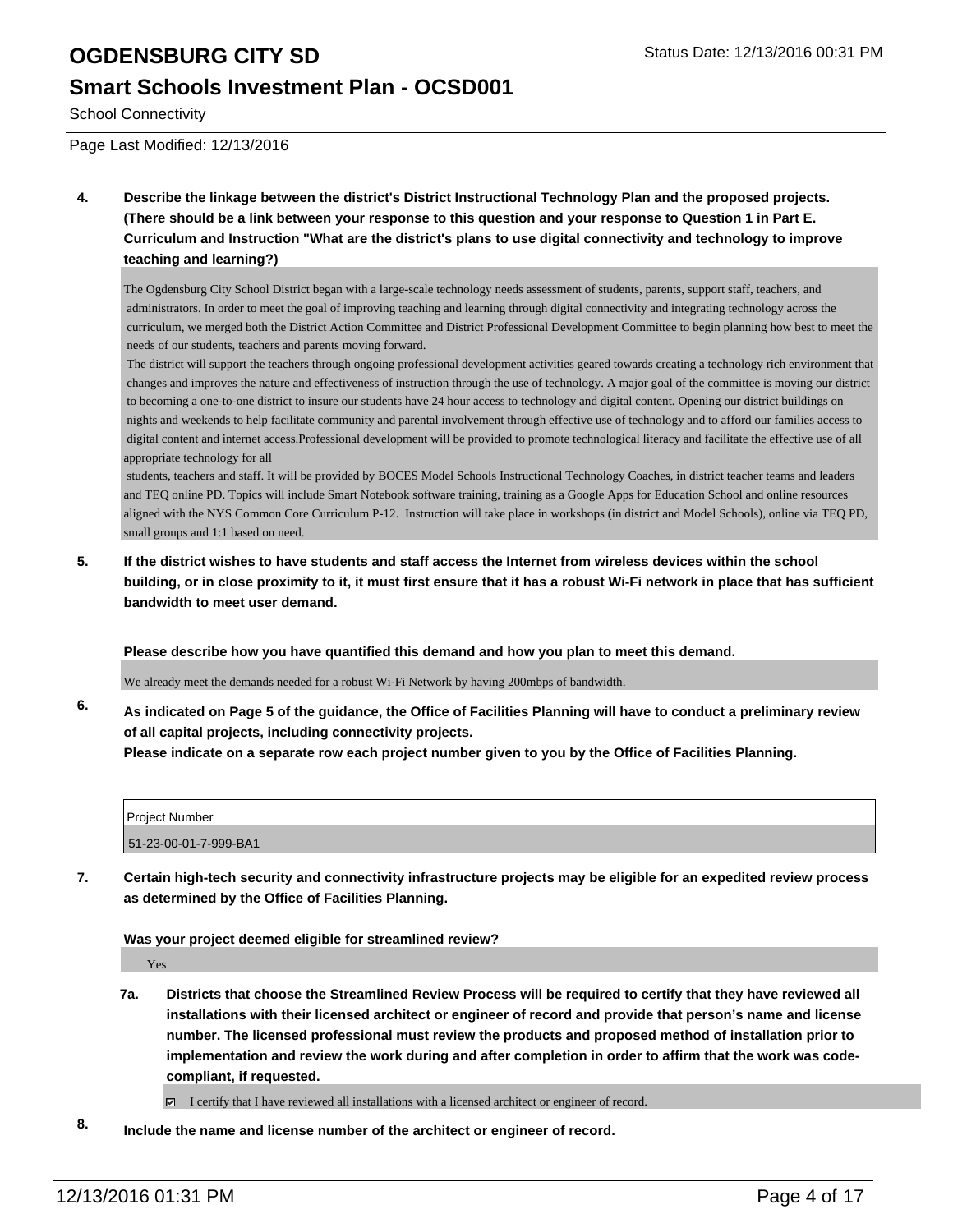# OGDENSBURG CITY SD

## Smart Schools Investment Plan - OCSD001

School Connectivity

Page Last Modified: 12/13/2016

**4. Describe the linkage between the district's District Instructional Technology Plan and the proposed projects. (There should be a link between your response to this question and your response to Question 1 in Part E. Curriculum and Instruction "What are the district's plans to use digital connectivity and technology to improve teaching and learning?)**

The Ogdensburg City School District began with a large-scale technology needs assessment of students, parents, support staff, teachers, and administrators. In order to meet the goal of improving teaching and learning through digital connectivity and integrating technology across the curriculum, we merged both the District Action Committee and District Professional Development Committee to begin planning how best to meet the needs of our students, teachers and parents moving forward.

The district will support the teachers through ongoing professional development activities geared towards creating a technology rich environment that changes and improves the nature and effectiveness of instruction through the use of technology. A major goal of the committee is moving our district to becoming a one-to-one district to insure our students have 24 hour access to technology and digital content. Opening our district buildings on nights and weekends to help facilitate community and parental involvement through effective use of technology and to afford our families access to digital content and internet access.Professional development will be provided to promote technological literacy and facilitate the effective use of all appropriate technology for all

students, teachers and staff. It will be provided by BOCES Model Schools Instructional Technology Coaches, in district teacher teams and leaders and TEQ online PD. Topics will include Smart Notebook software training, training as a Google Apps for Education School and online resources aligned with the NYS Common Core Curriculum P-12. Instruction will take place in workshops (in district and Model Schools), online via TEQ PD, small groups and 1:1 based on need.

**5. If the district wishes to have students and staff access the Internet from wireless devices within the school building, or in close proximity to it, it must first ensure that it has a robust Wi-Fi network in place that has sufficient bandwidth to meet user demand.**

**Please describe how you have quantified this demand and how you plan to meet this demand.**

We already meet the demands needed for a robust Wi-Fi Network by having 200mbps of bandwidth.

**6. As indicated on Page 5 of the guidance, the Office of Facilities Planning will have to conduct a preliminary review of all capital projects, including connectivity projects.**
**Please indicate on a separate row each project number given to you by the Office of Facilities Planning.**

| Project Number |
|---|
| 51-23-00-01-7-999-BA1 |

**7. Certain high-tech security and connectivity infrastructure projects may be eligible for an expedited review process as determined by the Office of Facilities Planning.**

**Was your project deemed eligible for streamlined review?**

Yes

**7a. Districts that choose the Streamlined Review Process will be required to certify that they have reviewed all installations with their licensed architect or engineer of record and provide that person's name and license number. The licensed professional must review the products and proposed method of installation prior to implementation and review the work during and after completion in order to affirm that the work was code-compliant, if requested.**

☑ I certify that I have reviewed all installations with a licensed architect or engineer of record.

**8. Include the name and license number of the architect or engineer of record.**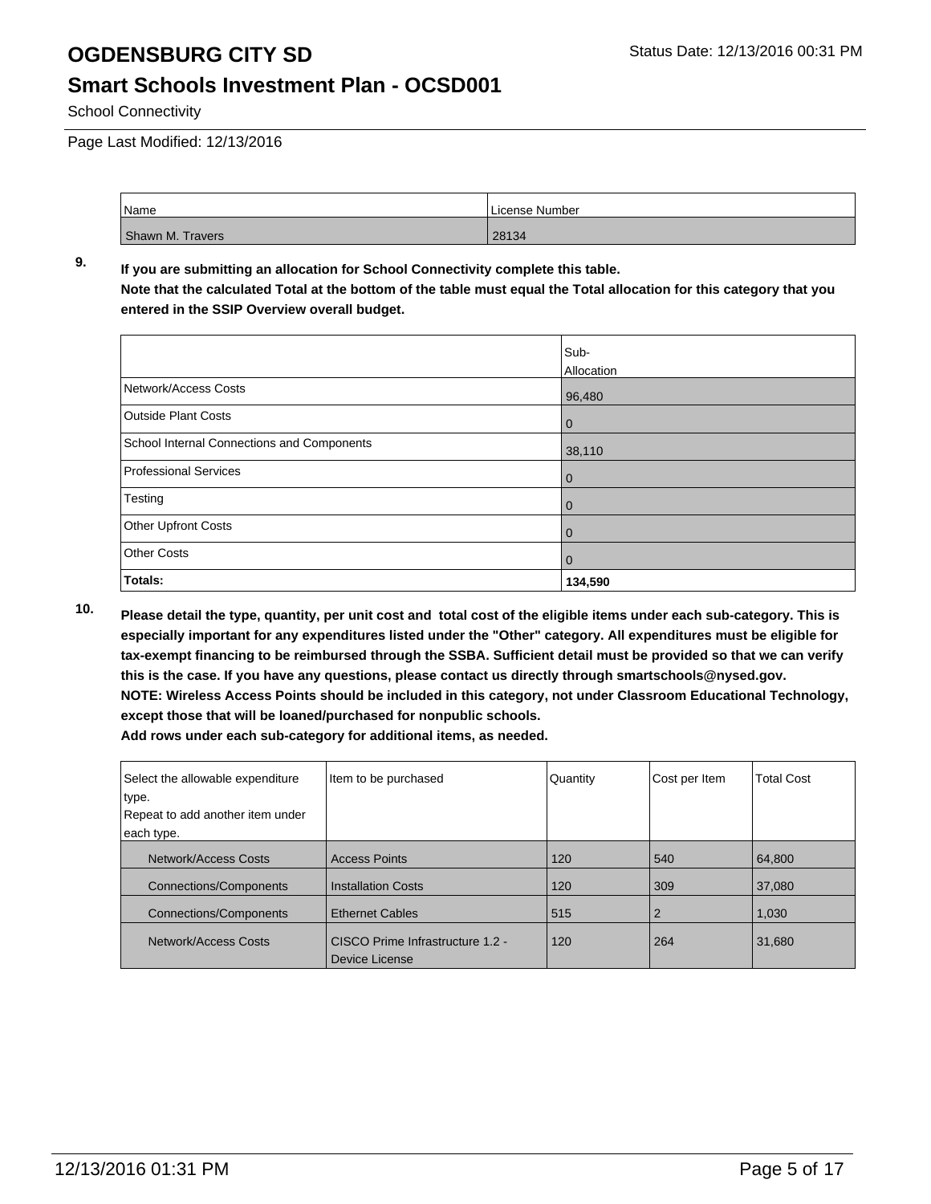| Name | License Number |
| --- | --- |
| Shawn M. Travers | 28134 |

**9. If you are submitting an allocation for School Connectivity complete this table.**
**Note that the calculated Total at the bottom of the table must equal the Total allocation for this category that you entered in the SSIP Overview overall budget.**

| | Sub-Allocation |
| --- | --- |
| Network/Access Costs | 96,480 |
| Outside Plant Costs | 0 |
| School Internal Connections and Components | 38,110 |
| Professional Services | 0 |
| Testing | 0 |
| Other Upfront Costs | 0 |
| Other Costs | 0 |
| **Totals:** | **134,590** |

**10. Please detail the type, quantity, per unit cost and total cost of the eligible items under each sub-category. This is especially important for any expenditures listed under the "Other" category. All expenditures must be eligible for tax-exempt financing to be reimbursed through the SSBA. Sufficient detail must be provided so that we can verify this is the case. If you have any questions, please contact us directly through smartschools@nysed.gov.**
**NOTE: Wireless Access Points should be included in this category, not under Classroom Educational Technology, except those that will be loaned/purchased for nonpublic schools.**
**Add rows under each sub-category for additional items, as needed.**

| Select the allowable expenditure type. Repeat to add another item under each type. | Item to be purchased | Quantity | Cost per Item | Total Cost |
| --- | --- | --- | --- | --- |
| Network/Access Costs | Access Points | 120 | 540 | 64,800 |
| Connections/Components | Installation Costs | 120 | 309 | 37,080 |
| Connections/Components | Ethernet Cables | 515 | 2 | 1,030 |
| Network/Access Costs | CISCO Prime Infrastructure 1.2 - Device License | 120 | 264 | 31,680 |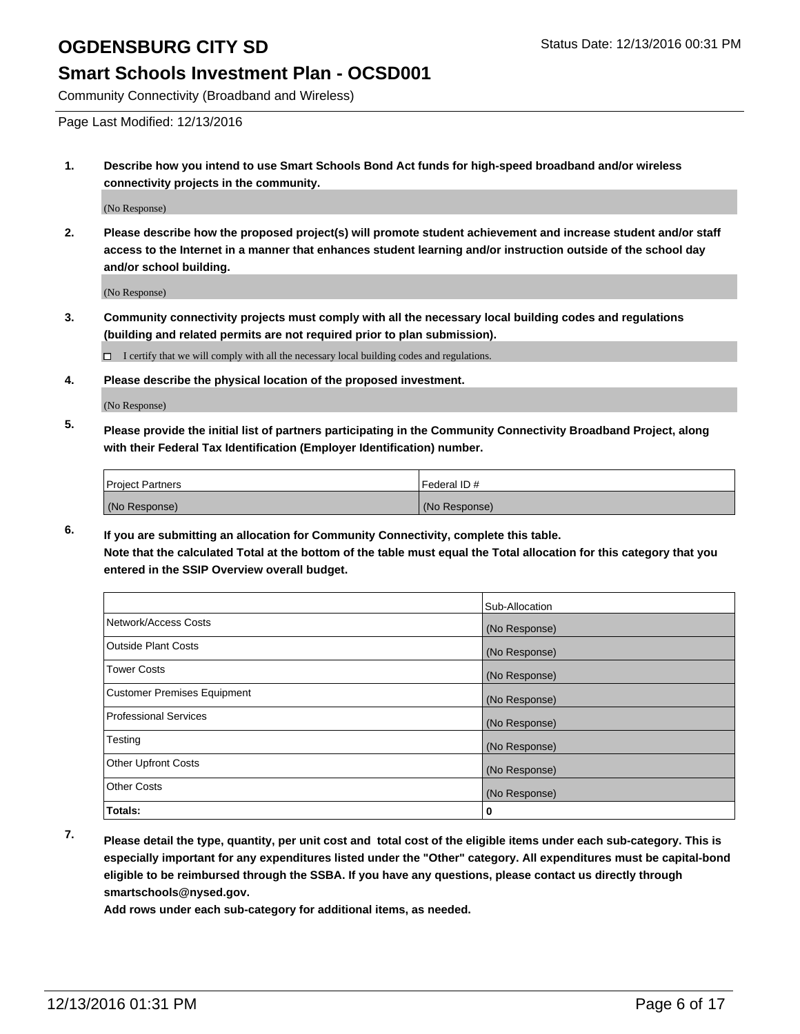# OGDENSBURG CITY SD

Status Date: 12/13/2016 00:31 PM

## Smart Schools Investment Plan - OCSD001

Community Connectivity (Broadband and Wireless)

Page Last Modified: 12/13/2016

**1. Describe how you intend to use Smart Schools Bond Act funds for high-speed broadband and/or wireless connectivity projects in the community.**

(No Response)

**2. Please describe how the proposed project(s) will promote student achievement and increase student and/or staff access to the Internet in a manner that enhances student learning and/or instruction outside of the school day and/or school building.**

(No Response)

**3. Community connectivity projects must comply with all the necessary local building codes and regulations (building and related permits are not required prior to plan submission).**

☐ I certify that we will comply with all the necessary local building codes and regulations.

**4. Please describe the physical location of the proposed investment.**

(No Response)

**5. Please provide the initial list of partners participating in the Community Connectivity Broadband Project, along with their Federal Tax Identification (Employer Identification) number.**

| Project Partners | Federal ID # |
|---|---|
| (No Response) | (No Response) |

**6. If you are submitting an allocation for Community Connectivity, complete this table.**
**Note that the calculated Total at the bottom of the table must equal the Total allocation for this category that you entered in the SSIP Overview overall budget.**

| | Sub-Allocation |
|---|---|
| Network/Access Costs | (No Response) |
| Outside Plant Costs | (No Response) |
| Tower Costs | (No Response) |
| Customer Premises Equipment | (No Response) |
| Professional Services | (No Response) |
| Testing | (No Response) |
| Other Upfront Costs | (No Response) |
| Other Costs | (No Response) |
| **Totals:** | **0** |

**7. Please detail the type, quantity, per unit cost and total cost of the eligible items under each sub-category. This is especially important for any expenditures listed under the "Other" category. All expenditures must be capital-bond eligible to be reimbursed through the SSBA. If you have any questions, please contact us directly through smartschools@nysed.gov.**

**Add rows under each sub-category for additional items, as needed.**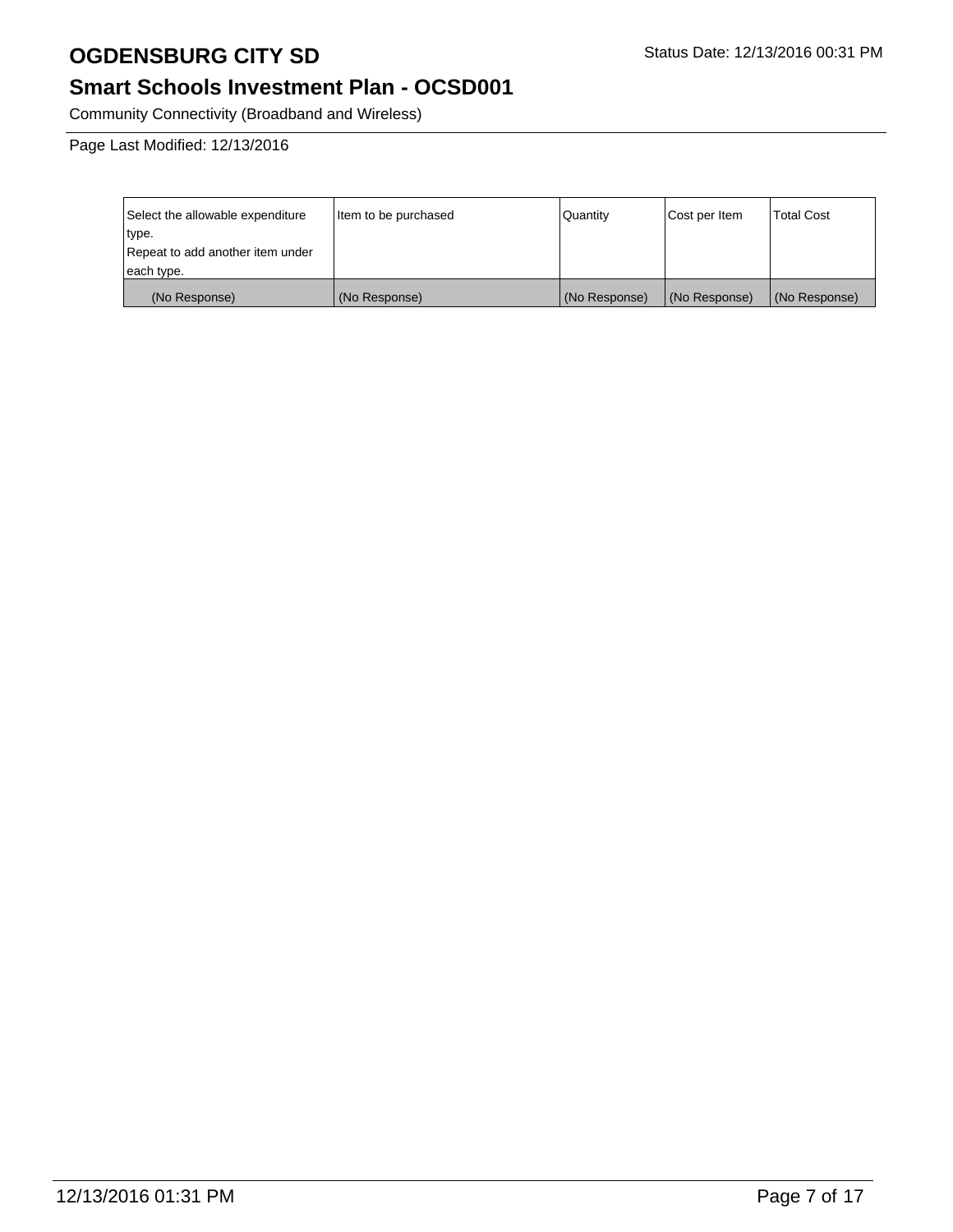# OGDENSBURG CITY SD

Status Date: 12/13/2016 00:31 PM

## Smart Schools Investment Plan - OCSD001

Community Connectivity (Broadband and Wireless)

Page Last Modified: 12/13/2016

| Select the allowable expenditure type.<br>Repeat to add another item under each type. | Item to be purchased | Quantity | Cost per Item | Total Cost |
|---|---|---|---|---|
| (No Response) | (No Response) | (No Response) | (No Response) | (No Response) |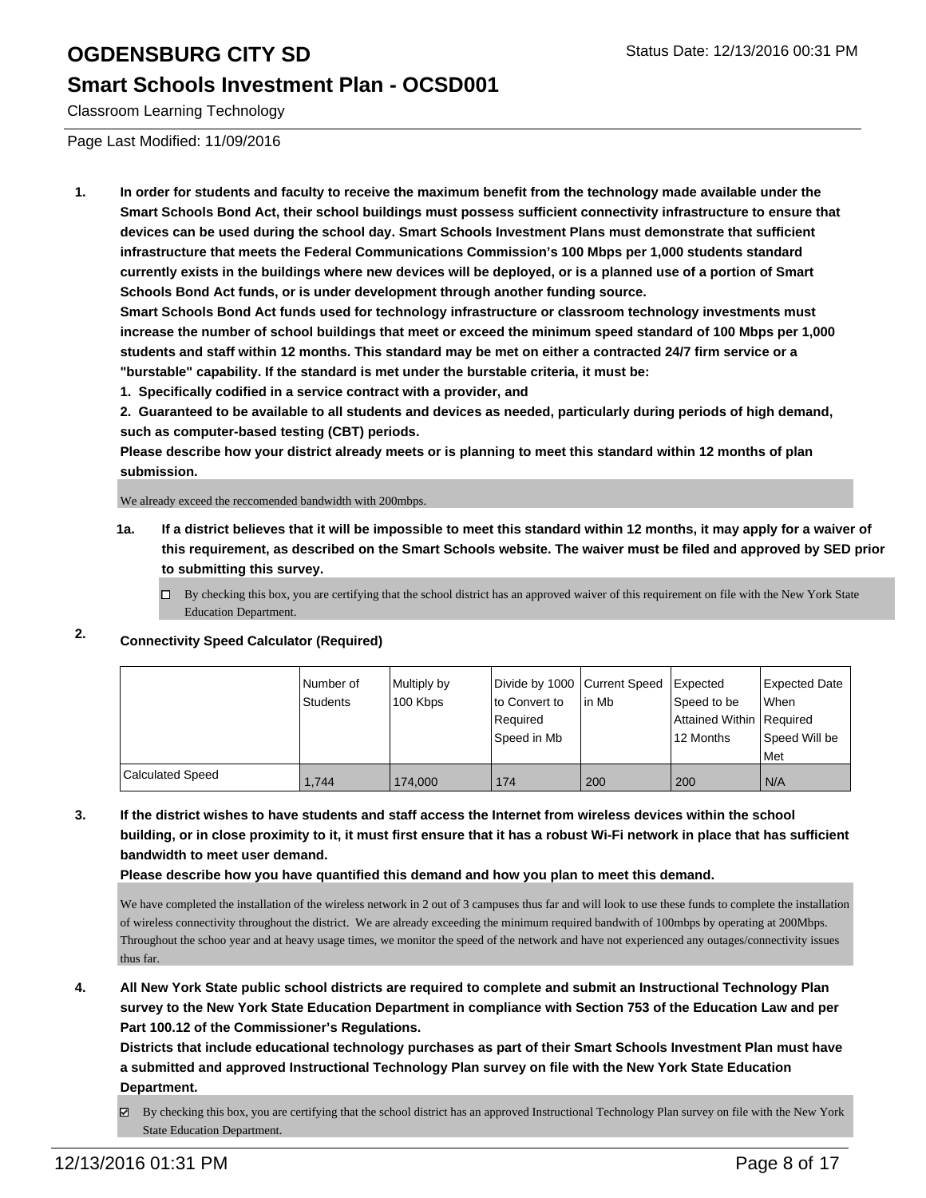# OGDENSBURG CITY SD

## Smart Schools Investment Plan - OCSD001

Classroom Learning Technology

Page Last Modified: 11/09/2016

1. **In order for students and faculty to receive the maximum benefit from the technology made available under the Smart Schools Bond Act, their school buildings must possess sufficient connectivity infrastructure to ensure that devices can be used during the school day. Smart Schools Investment Plans must demonstrate that sufficient infrastructure that meets the Federal Communications Commission's 100 Mbps per 1,000 students standard currently exists in the buildings where new devices will be deployed, or is a planned use of a portion of Smart Schools Bond Act funds, or is under development through another funding source.**

   **Smart Schools Bond Act funds used for technology infrastructure or classroom technology investments must increase the number of school buildings that meet or exceed the minimum speed standard of 100 Mbps per 1,000 students and staff within 12 months. This standard may be met on either a contracted 24/7 firm service or a "burstable" capability. If the standard is met under the burstable criteria, it must be:**

   **1. Specifically codified in a service contract with a provider, and**

   **2. Guaranteed to be available to all students and devices as needed, particularly during periods of high demand, such as computer-based testing (CBT) periods.**

   **Please describe how your district already meets or is planning to meet this standard within 12 months of plan submission.**

   We already exceed the reccomended bandwidth with 200mbps.

   **1a. If a district believes that it will be impossible to meet this standard within 12 months, it may apply for a waiver of this requirement, as described on the Smart Schools website. The waiver must be filed and approved by SED prior to submitting this survey.**

   ☐ By checking this box, you are certifying that the school district has an approved waiver of this requirement on file with the New York State Education Department.

2. **Connectivity Speed Calculator (Required)**

| | Number of Students | Multiply by 100 Kbps | Divide by 1000 to Convert to Required Speed in Mb | Current Speed in Mb | Expected Speed to be Attained Within 12 Months | Expected Date When Required Speed Will be Met |
|---|---|---|---|---|---|---|
| Calculated Speed | 1,744 | 174,000 | 174 | 200 | 200 | N/A |

3. **If the district wishes to have students and staff access the Internet from wireless devices within the school building, or in close proximity to it, it must first ensure that it has a robust Wi-Fi network in place that has sufficient bandwidth to meet user demand.**

   **Please describe how you have quantified this demand and how you plan to meet this demand.**

   We have completed the installation of the wireless network in 2 out of 3 campuses thus far and will look to use these funds to complete the installation of wireless connectivity throughout the district. We are already exceeding the minimum required bandwith of 100mbps by operating at 200Mbps. Throughout the schoo year and at heavy usage times, we monitor the speed of the network and have not experienced any outages/connectivity issues thus far.

4. **All New York State public school districts are required to complete and submit an Instructional Technology Plan survey to the New York State Education Department in compliance with Section 753 of the Education Law and per Part 100.12 of the Commissioner's Regulations.**

   **Districts that include educational technology purchases as part of their Smart Schools Investment Plan must have a submitted and approved Instructional Technology Plan survey on file with the New York State Education Department.**

   ☑ By checking this box, you are certifying that the school district has an approved Instructional Technology Plan survey on file with the New York State Education Department.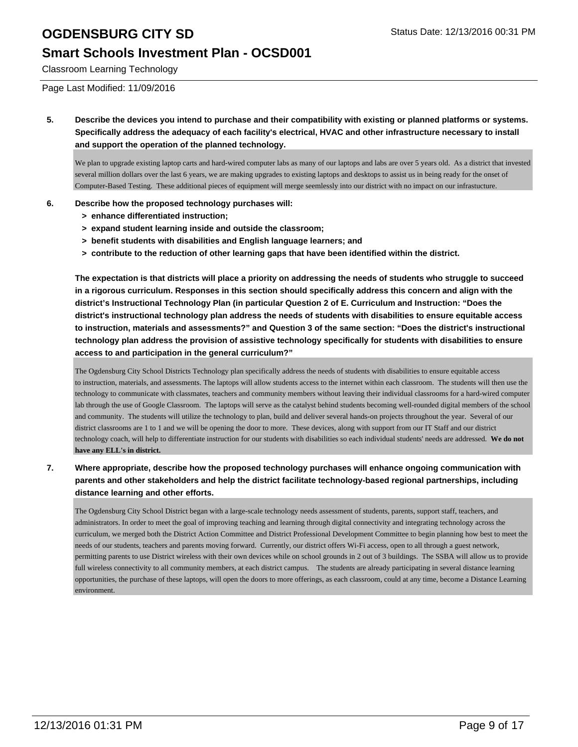Classroom Learning Technology

Page Last Modified: 11/09/2016

**5. Describe the devices you intend to purchase and their compatibility with existing or planned platforms or systems. Specifically address the adequacy of each facility's electrical, HVAC and other infrastructure necessary to install and support the operation of the planned technology.**

We plan to upgrade existing laptop carts and hard-wired computer labs as many of our laptops and labs are over 5 years old. As a district that invested several million dollars over the last 6 years, we are making upgrades to existing laptops and desktops to assist us in being ready for the onset of Computer-Based Testing. These additional pieces of equipment will merge seemlessly into our district with no impact on our infrastucture.

**6. Describe how the proposed technology purchases will:**

- **> enhance differentiated instruction;**
- **> expand student learning inside and outside the classroom;**
- **> benefit students with disabilities and English language learners; and**
- **> contribute to the reduction of other learning gaps that have been identified within the district.**

**The expectation is that districts will place a priority on addressing the needs of students who struggle to succeed in a rigorous curriculum. Responses in this section should specifically address this concern and align with the district's Instructional Technology Plan (in particular Question 2 of E. Curriculum and Instruction: "Does the district's instructional technology plan address the needs of students with disabilities to ensure equitable access to instruction, materials and assessments?" and Question 3 of the same section: "Does the district's instructional technology plan address the provision of assistive technology specifically for students with disabilities to ensure access to and participation in the general curriculum?"**

The Ogdensburg City School Districts Technology plan specifically address the needs of students with disabilities to ensure equitable access to instruction, materials, and assessments. The laptops will allow students access to the internet within each classroom. The students will then use the technology to communicate with classmates, teachers and community members without leaving their individual classrooms for a hard-wired computer lab through the use of Google Classroom. The laptops will serve as the catalyst behind students becoming well-rounded digital members of the school and community. The students will utilize the technology to plan, build and deliver several hands-on projects throughout the year. Several of our district classrooms are 1 to 1 and we will be opening the door to more. These devices, along with support from our IT Staff and our district technology coach, will help to differentiate instruction for our students with disabilities so each individual students' needs are addressed. **We do not have any ELL's in district.**

**7. Where appropriate, describe how the proposed technology purchases will enhance ongoing communication with parents and other stakeholders and help the district facilitate technology-based regional partnerships, including distance learning and other efforts.**

The Ogdensburg City School District began with a large-scale technology needs assessment of students, parents, support staff, teachers, and administrators. In order to meet the goal of improving teaching and learning through digital connectivity and integrating technology across the curriculum, we merged both the District Action Committee and District Professional Development Committee to begin planning how best to meet the needs of our students, teachers and parents moving forward. Currently, our district offers Wi-Fi access, open to all through a guest network, permitting parents to use District wireless with their own devices while on school grounds in 2 out of 3 buildings. The SSBA will allow us to provide full wireless connectivity to all community members, at each district campus. The students are already participating in several distance learning opportunities, the purchase of these laptops, will open the doors to more offerings, as each classroom, could at any time, become a Distance Learning environment.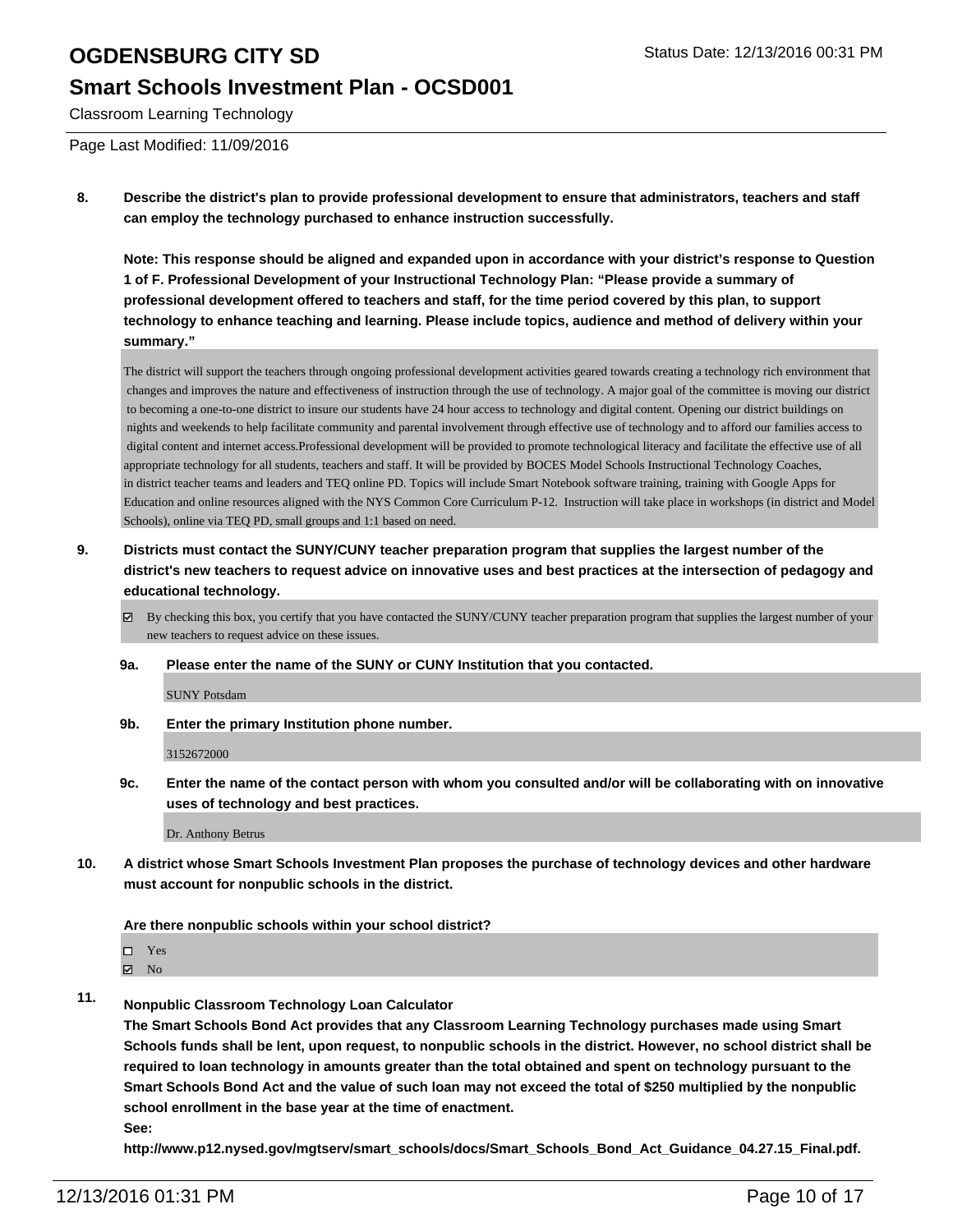**8. Describe the district's plan to provide professional development to ensure that administrators, teachers and staff can employ the technology purchased to enhance instruction successfully.**

**Note: This response should be aligned and expanded upon in accordance with your district's response to Question 1 of F. Professional Development of your Instructional Technology Plan: "Please provide a summary of professional development offered to teachers and staff, for the time period covered by this plan, to support technology to enhance teaching and learning. Please include topics, audience and method of delivery within your summary."**

The district will support the teachers through ongoing professional development activities geared towards creating a technology rich environment that changes and improves the nature and effectiveness of instruction through the use of technology. A major goal of the committee is moving our district to becoming a one-to-one district to insure our students have 24 hour access to technology and digital content. Opening our district buildings on nights and weekends to help facilitate community and parental involvement through effective use of technology and to afford our families access to digital content and internet access.Professional development will be provided to promote technological literacy and facilitate the effective use of all appropriate technology for all students, teachers and staff. It will be provided by BOCES Model Schools Instructional Technology Coaches, in district teacher teams and leaders and TEQ online PD. Topics will include Smart Notebook software training, training with Google Apps for Education and online resources aligned with the NYS Common Core Curriculum P-12. Instruction will take place in workshops (in district and Model Schools), online via TEQ PD, small groups and 1:1 based on need.

**9. Districts must contact the SUNY/CUNY teacher preparation program that supplies the largest number of the district's new teachers to request advice on innovative uses and best practices at the intersection of pedagogy and educational technology.**

☑ By checking this box, you certify that you have contacted the SUNY/CUNY teacher preparation program that supplies the largest number of your new teachers to request advice on these issues.

**9a. Please enter the name of the SUNY or CUNY Institution that you contacted.**

SUNY Potsdam

**9b. Enter the primary Institution phone number.**

3152672000

**9c. Enter the name of the contact person with whom you consulted and/or will be collaborating with on innovative uses of technology and best practices.**

Dr. Anthony Betrus

**10. A district whose Smart Schools Investment Plan proposes the purchase of technology devices and other hardware must account for nonpublic schools in the district.**

**Are there nonpublic schools within your school district?**

☐ Yes
☑ No

**11. Nonpublic Classroom Technology Loan Calculator**
**The Smart Schools Bond Act provides that any Classroom Learning Technology purchases made using Smart Schools funds shall be lent, upon request, to nonpublic schools in the district. However, no school district shall be required to loan technology in amounts greater than the total obtained and spent on technology pursuant to the Smart Schools Bond Act and the value of such loan may not exceed the total of $250 multiplied by the nonpublic school enrollment in the base year at the time of enactment.**
**See:**
**http://www.p12.nysed.gov/mgtserv/smart_schools/docs/Smart_Schools_Bond_Act_Guidance_04.27.15_Final.pdf.**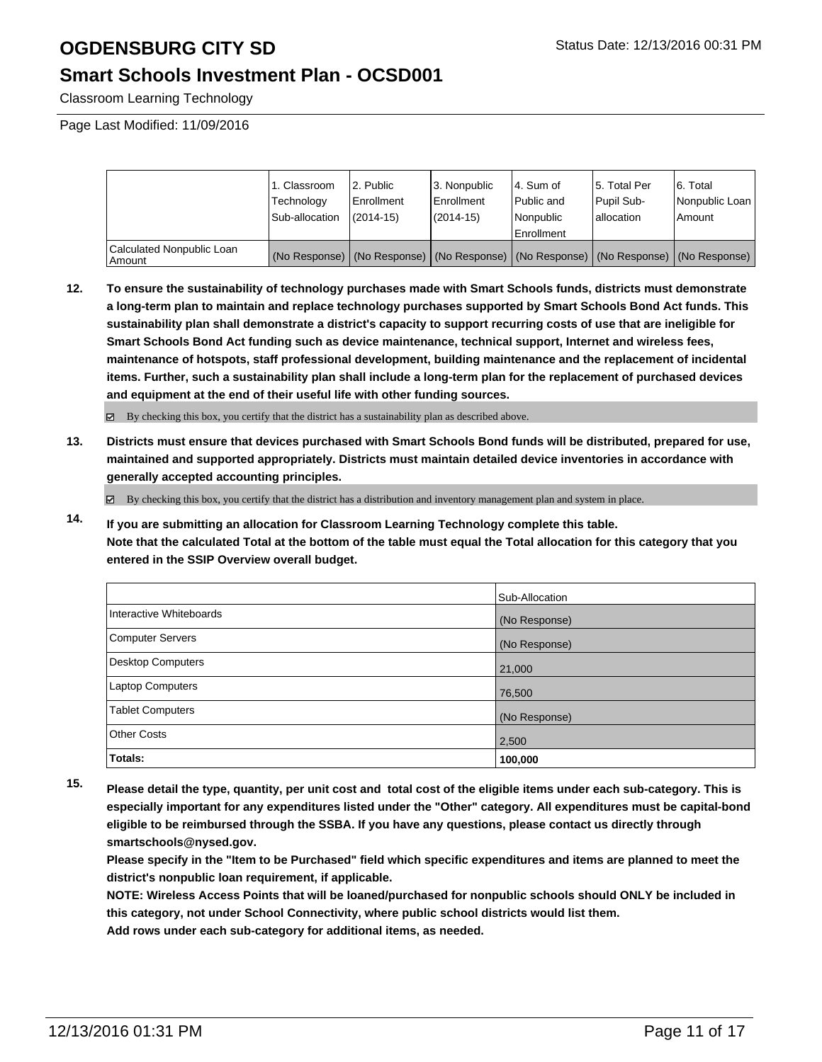# OGDENSBURG CITY SD

Status Date: 12/13/2016 00:31 PM

## Smart Schools Investment Plan - OCSD001

Classroom Learning Technology

Page Last Modified: 11/09/2016

| | 1. Classroom Technology Sub-allocation | 2. Public Enrollment (2014-15) | 3. Nonpublic Enrollment (2014-15) | 4. Sum of Public and Nonpublic Enrollment | 5. Total Per Pupil Sub-allocation | 6. Total Nonpublic Loan Amount |
|---|---|---|---|---|---|---|
| Calculated Nonpublic Loan Amount | (No Response) | (No Response) | (No Response) | (No Response) | (No Response) | (No Response) |

**12. To ensure the sustainability of technology purchases made with Smart Schools funds, districts must demonstrate a long-term plan to maintain and replace technology purchases supported by Smart Schools Bond Act funds. This sustainability plan shall demonstrate a district's capacity to support recurring costs of use that are ineligible for Smart Schools Bond Act funding such as device maintenance, technical support, Internet and wireless fees, maintenance of hotspots, staff professional development, building maintenance and the replacement of incidental items. Further, such a sustainability plan shall include a long-term plan for the replacement of purchased devices and equipment at the end of their useful life with other funding sources.**

☑ By checking this box, you certify that the district has a sustainability plan as described above.

**13. Districts must ensure that devices purchased with Smart Schools Bond funds will be distributed, prepared for use, maintained and supported appropriately. Districts must maintain detailed device inventories in accordance with generally accepted accounting principles.**

☑ By checking this box, you certify that the district has a distribution and inventory management plan and system in place.

**14. If you are submitting an allocation for Classroom Learning Technology complete this table. Note that the calculated Total at the bottom of the table must equal the Total allocation for this category that you entered in the SSIP Overview overall budget.**

| | Sub-Allocation |
|---|---|
| Interactive Whiteboards | (No Response) |
| Computer Servers | (No Response) |
| Desktop Computers | 21,000 |
| Laptop Computers | 76,500 |
| Tablet Computers | (No Response) |
| Other Costs | 2,500 |
| **Totals:** | **100,000** |

**15. Please detail the type, quantity, per unit cost and total cost of the eligible items under each sub-category. This is especially important for any expenditures listed under the "Other" category. All expenditures must be capital-bond eligible to be reimbursed through the SSBA. If you have any questions, please contact us directly through smartschools@nysed.gov.**

**Please specify in the "Item to be Purchased" field which specific expenditures and items are planned to meet the district's nonpublic loan requirement, if applicable.**

**NOTE: Wireless Access Points that will be loaned/purchased for nonpublic schools should ONLY be included in this category, not under School Connectivity, where public school districts would list them.**

**Add rows under each sub-category for additional items, as needed.**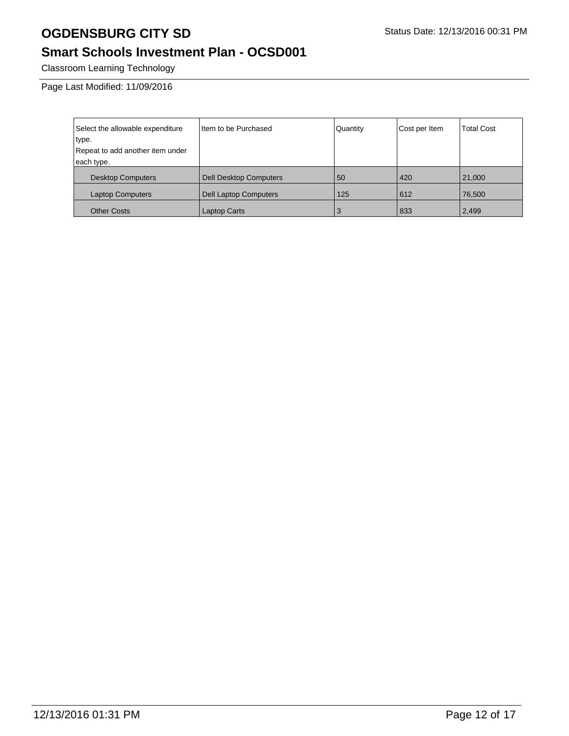# OGDENSBURG CITY SD

Status Date: 12/13/2016 00:31 PM

## Smart Schools Investment Plan - OCSD001

Classroom Learning Technology

Page Last Modified: 11/09/2016

| Select the allowable expenditure type.<br>Repeat to add another item under each type. | Item to be Purchased | Quantity | Cost per Item | Total Cost |
|---|---|---|---|---|
| Desktop Computers | Dell Desktop Computers | 50 | 420 | 21,000 |
| Laptop Computers | Dell Laptop Computers | 125 | 612 | 76,500 |
| Other Costs | Laptop Carts | 3 | 833 | 2,499 |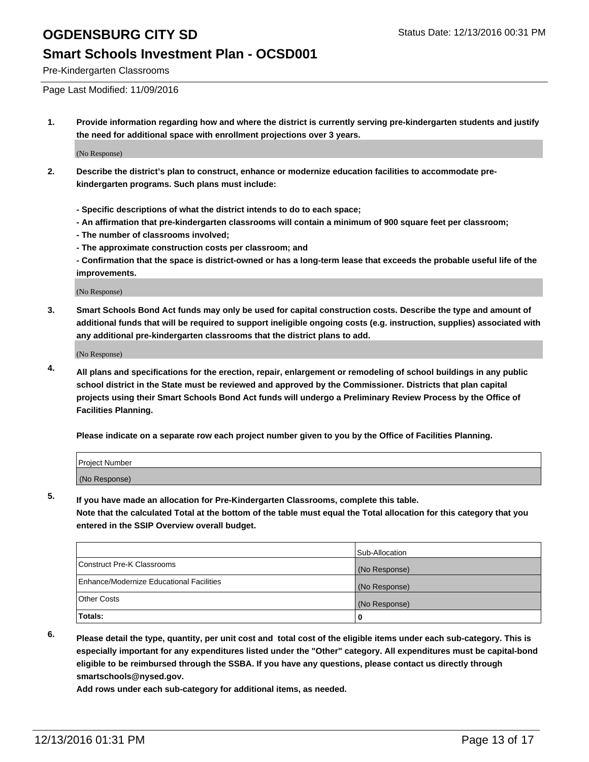## Pre-Kindergarten Classrooms

Page Last Modified: 11/09/2016

**1. Provide information regarding how and where the district is currently serving pre-kindergarten students and justify the need for additional space with enrollment projections over 3 years.**

(No Response)

**2. Describe the district's plan to construct, enhance or modernize education facilities to accommodate pre-kindergarten programs. Such plans must include:**

**- Specific descriptions of what the district intends to do to each space;**
**- An affirmation that pre-kindergarten classrooms will contain a minimum of 900 square feet per classroom;**
**- The number of classrooms involved;**
**- The approximate construction costs per classroom; and**
**- Confirmation that the space is district-owned or has a long-term lease that exceeds the probable useful life of the improvements.**

(No Response)

**3. Smart Schools Bond Act funds may only be used for capital construction costs. Describe the type and amount of additional funds that will be required to support ineligible ongoing costs (e.g. instruction, supplies) associated with any additional pre-kindergarten classrooms that the district plans to add.**

(No Response)

**4. All plans and specifications for the erection, repair, enlargement or remodeling of school buildings in any public school district in the State must be reviewed and approved by the Commissioner. Districts that plan capital projects using their Smart Schools Bond Act funds will undergo a Preliminary Review Process by the Office of Facilities Planning.**

**Please indicate on a separate row each project number given to you by the Office of Facilities Planning.**

| Project Number |
|---|
| (No Response) |

**5. If you have made an allocation for Pre-Kindergarten Classrooms, complete this table.**
**Note that the calculated Total at the bottom of the table must equal the Total allocation for this category that you entered in the SSIP Overview overall budget.**

| | Sub-Allocation |
|---|---|
| Construct Pre-K Classrooms | (No Response) |
| Enhance/Modernize Educational Facilities | (No Response) |
| Other Costs | (No Response) |
| **Totals:** | **0** |

**6. Please detail the type, quantity, per unit cost and total cost of the eligible items under each sub-category. This is especially important for any expenditures listed under the "Other" category. All expenditures must be capital-bond eligible to be reimbursed through the SSBA. If you have any questions, please contact us directly through smartschools@nysed.gov.**
**Add rows under each sub-category for additional items, as needed.**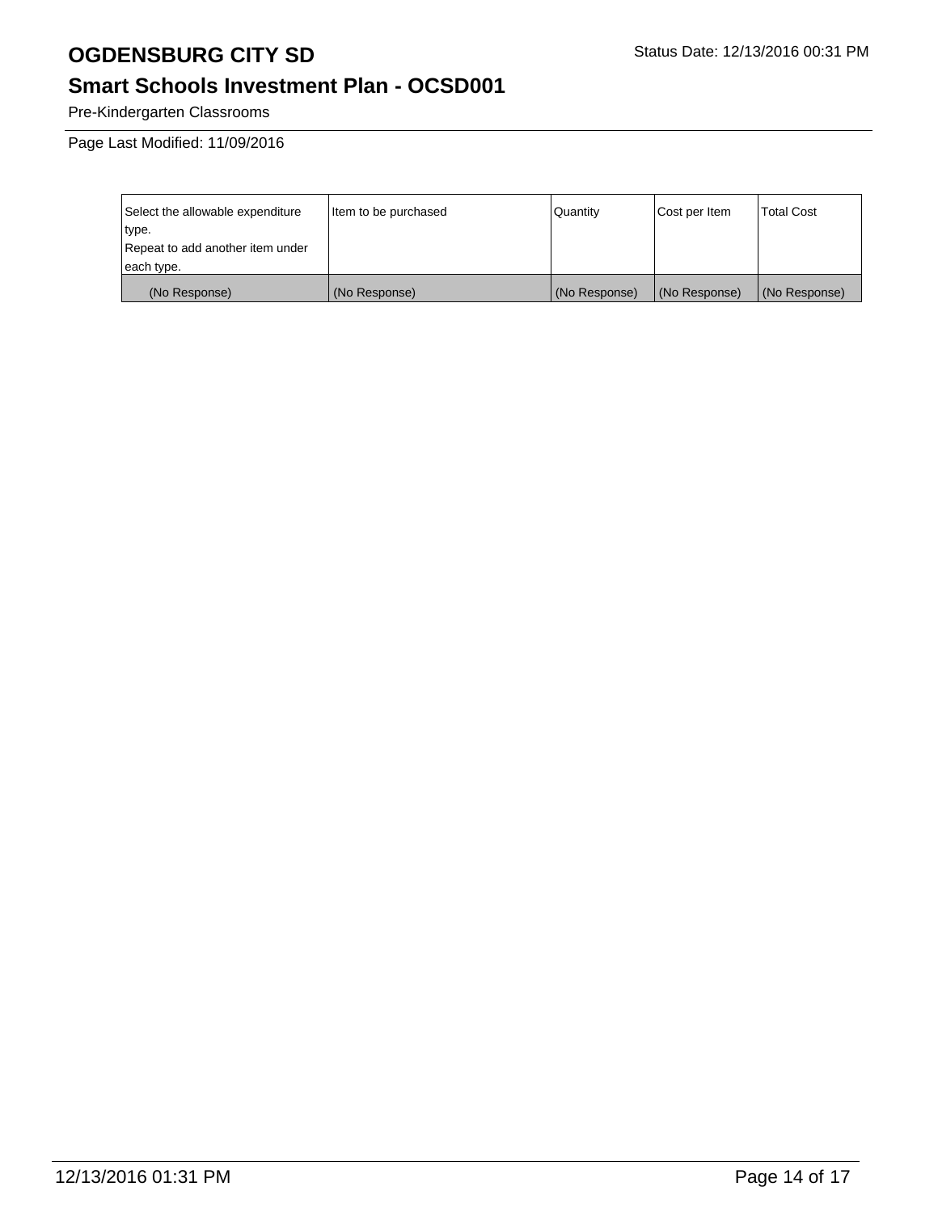Pre-Kindergarten Classrooms

Page Last Modified: 11/09/2016

| Select the allowable expenditure type.<br>Repeat to add another item under each type. | Item to be purchased | Quantity | Cost per Item | Total Cost |
|---|---|---|---|---|
| (No Response) | (No Response) | (No Response) | (No Response) | (No Response) |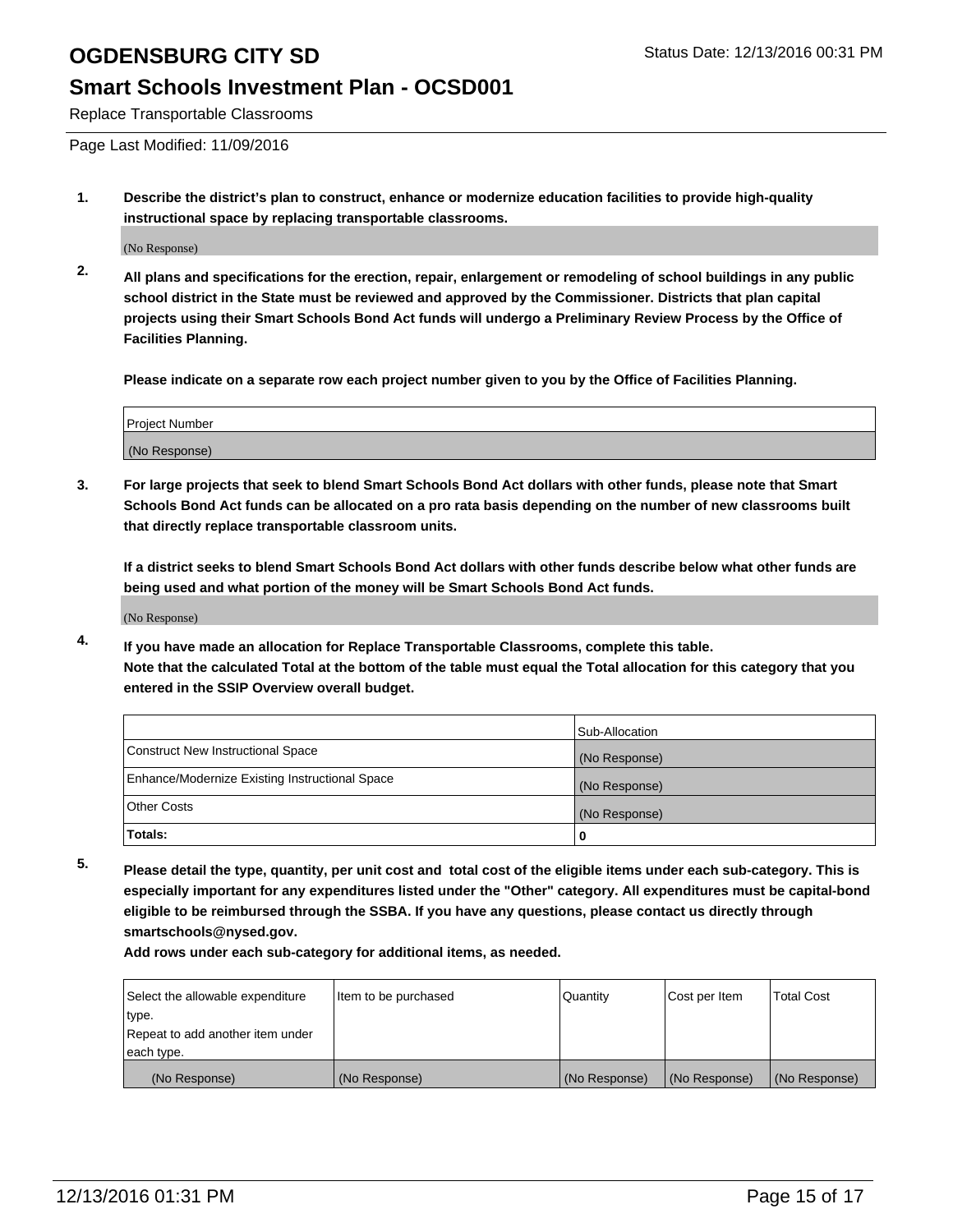# OGDENSBURG CITY SD

## Smart Schools Investment Plan - OCSD001

Replace Transportable Classrooms

Page Last Modified: 11/09/2016

**1. Describe the district's plan to construct, enhance or modernize education facilities to provide high-quality instructional space by replacing transportable classrooms.**

(No Response)

**2. All plans and specifications for the erection, repair, enlargement or remodeling of school buildings in any public school district in the State must be reviewed and approved by the Commissioner. Districts that plan capital projects using their Smart Schools Bond Act funds will undergo a Preliminary Review Process by the Office of Facilities Planning.**

**Please indicate on a separate row each project number given to you by the Office of Facilities Planning.**

| Project Number |
|---|
| (No Response) |

**3. For large projects that seek to blend Smart Schools Bond Act dollars with other funds, please note that Smart Schools Bond Act funds can be allocated on a pro rata basis depending on the number of new classrooms built that directly replace transportable classroom units.**

**If a district seeks to blend Smart Schools Bond Act dollars with other funds describe below what other funds are being used and what portion of the money will be Smart Schools Bond Act funds.**

(No Response)

**4. If you have made an allocation for Replace Transportable Classrooms, complete this table. Note that the calculated Total at the bottom of the table must equal the Total allocation for this category that you entered in the SSIP Overview overall budget.**

| | Sub-Allocation |
|---|---|
| Construct New Instructional Space | (No Response) |
| Enhance/Modernize Existing Instructional Space | (No Response) |
| Other Costs | (No Response) |
| **Totals:** | **0** |

**5. Please detail the type, quantity, per unit cost and total cost of the eligible items under each sub-category. This is especially important for any expenditures listed under the "Other" category. All expenditures must be capital-bond eligible to be reimbursed through the SSBA. If you have any questions, please contact us directly through smartschools@nysed.gov.**

**Add rows under each sub-category for additional items, as needed.**

| Select the allowable expenditure type. Repeat to add another item under each type. | Item to be purchased | Quantity | Cost per Item | Total Cost |
|---|---|---|---|---|
| (No Response) | (No Response) | (No Response) | (No Response) | (No Response) |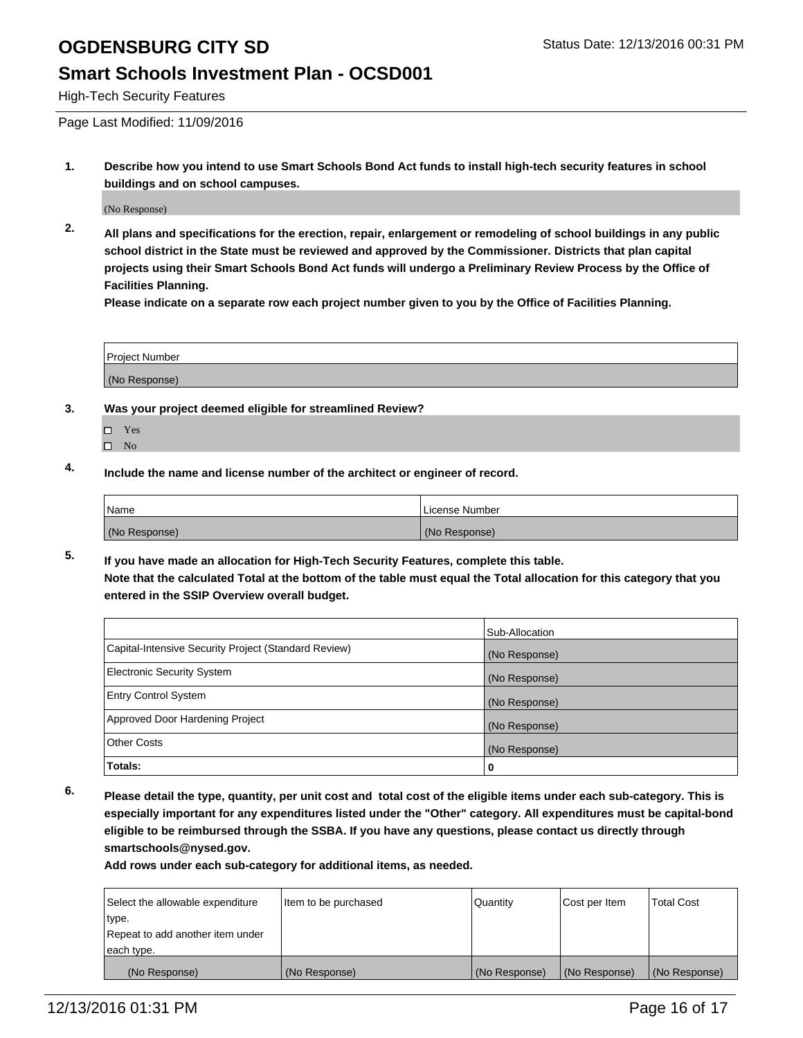# OGDENSBURG CITY SD

Status Date: 12/13/2016 00:31 PM

## Smart Schools Investment Plan - OCSD001

High-Tech Security Features

Page Last Modified: 11/09/2016

**1. Describe how you intend to use Smart Schools Bond Act funds to install high-tech security features in school buildings and on school campuses.**

(No Response)

**2. All plans and specifications for the erection, repair, enlargement or remodeling of school buildings in any public school district in the State must be reviewed and approved by the Commissioner. Districts that plan capital projects using their Smart Schools Bond Act funds will undergo a Preliminary Review Process by the Office of Facilities Planning.**

**Please indicate on a separate row each project number given to you by the Office of Facilities Planning.**

| Project Number |
|---|
| (No Response) |

**3. Was your project deemed eligible for streamlined Review?**

- ☐ Yes
- ☐ No

**4. Include the name and license number of the architect or engineer of record.**

| Name | License Number |
|---|---|
| (No Response) | (No Response) |

**5. If you have made an allocation for High-Tech Security Features, complete this table.**
**Note that the calculated Total at the bottom of the table must equal the Total allocation for this category that you entered in the SSIP Overview overall budget.**

| | Sub-Allocation |
|---|---|
| Capital-Intensive Security Project (Standard Review) | (No Response) |
| Electronic Security System | (No Response) |
| Entry Control System | (No Response) |
| Approved Door Hardening Project | (No Response) |
| Other Costs | (No Response) |
| **Totals:** | **0** |

**6. Please detail the type, quantity, per unit cost and total cost of the eligible items under each sub-category. This is especially important for any expenditures listed under the "Other" category. All expenditures must be capital-bond eligible to be reimbursed through the SSBA. If you have any questions, please contact us directly through smartschools@nysed.gov.**

**Add rows under each sub-category for additional items, as needed.**

| Select the allowable expenditure type. Repeat to add another item under each type. | Item to be purchased | Quantity | Cost per Item | Total Cost |
|---|---|---|---|---|
| (No Response) | (No Response) | (No Response) | (No Response) | (No Response) |